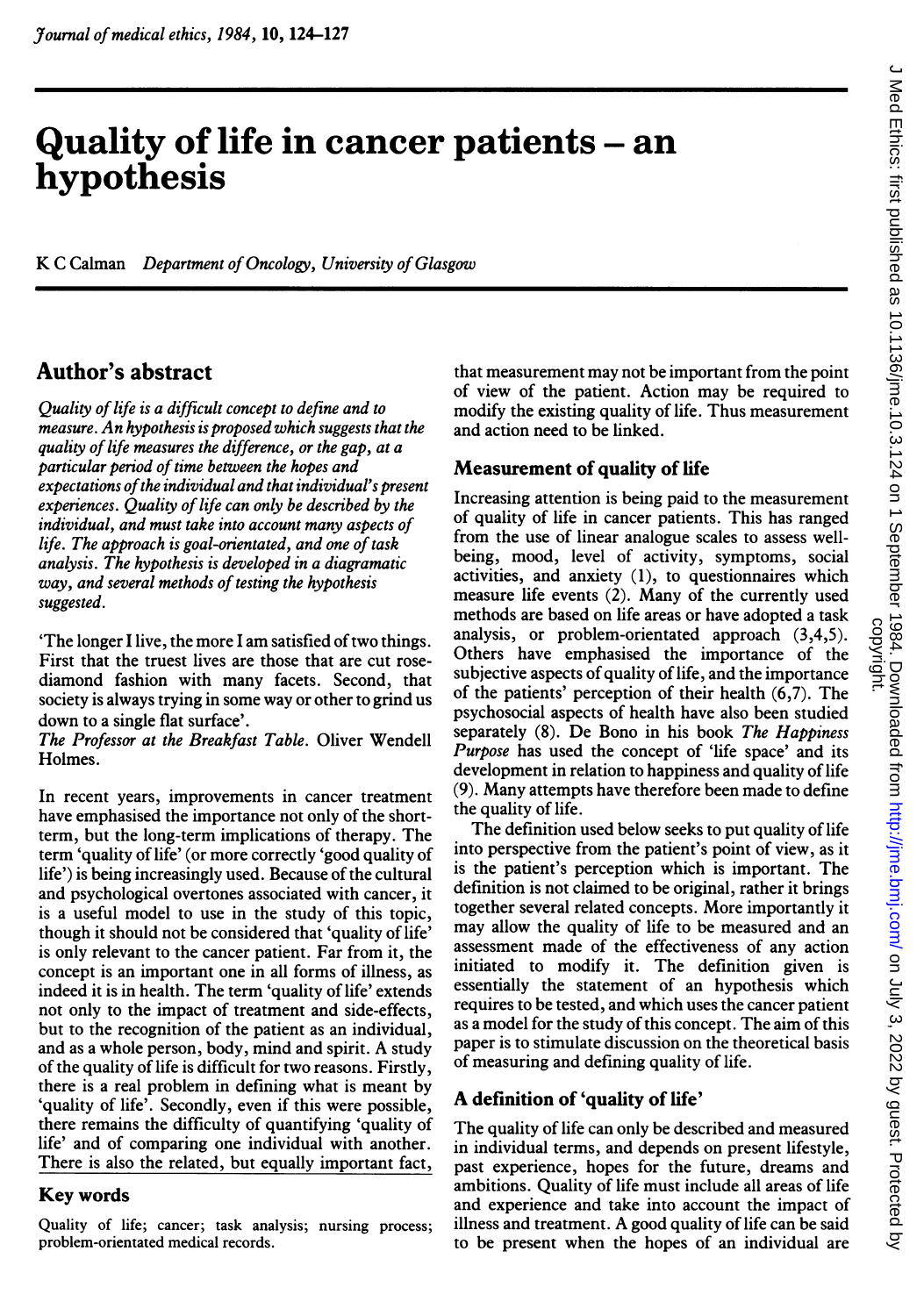# Quality of life in cancer patients – an hypothesis

K C Calman *Department of Oncology, University of Glasgow*

## Author's abstract

*Quality of life is a difficult concept to define and to measure. An hypothesis is proposed which suggests that the quality of life measures the difference, or the gap, at a particular period of time between the hopes and expectations of the individual and that individual's present experiences. Quality of life can only be described by the individual, and must take into account many aspects of life. The approach is goal-orientated, and one of task analysis. The hypothesis is developed in a diagramatic way, and several methods of testing the hypothesis suggested.*

'The longer I live, the more I am satisfied of two things. First that the truest lives are those that are cut rose-diamond fashion with many facets. Second, that society is always trying in some way or other to grind us down to a single flat surface'.
*The Professor at the Breakfast Table*. Oliver Wendell Holmes.

In recent years, improvements in cancer treatment have emphasised the importance not only of the short-term, but the long-term implications of therapy. The term 'quality of life' (or more correctly 'good quality of life') is being increasingly used. Because of the cultural and psychological overtones associated with cancer, it is a useful model to use in the study of this topic, though it should not be considered that 'quality of life' is only relevant to the cancer patient. Far from it, the concept is an important one in all forms of illness, as indeed it is in health. The term 'quality of life' extends not only to the impact of treatment and side-effects, but to the recognition of the patient as an individual, and as a whole person, body, mind and spirit. A study of the quality of life is difficult for two reasons. Firstly, there is a real problem in defining what is meant by 'quality of life'. Secondly, even if this were possible, there remains the difficulty of quantifying 'quality of life' and of comparing one individual with another. There is also the related, but equally important fact, that measurement may not be important from the point of view of the patient. Action may be required to modify the existing quality of life. Thus measurement and action need to be linked.

## Key words

Quality of life; cancer; task analysis; nursing process; problem-orientated medical records.

## Measurement of quality of life

Increasing attention is being paid to the measurement of quality of life in cancer patients. This has ranged from the use of linear analogue scales to assess well-being, mood, level of activity, symptoms, social activities, and anxiety (1), to questionnaires which measure life events (2). Many of the currently used methods are based on life areas or have adopted a task analysis, or problem-orientated approach (3,4,5). Others have emphasised the importance of the subjective aspects of quality of life, and the importance of the patients' perception of their health (6,7). The psychosocial aspects of health have also been studied separately (8). De Bono in his book *The Happiness Purpose* has used the concept of 'life space' and its development in relation to happiness and quality of life (9). Many attempts have therefore been made to define the quality of life.

The definition used below seeks to put quality of life into perspective from the patient's point of view, as it is the patient's perception which is important. The definition is not claimed to be original, rather it brings together several related concepts. More importantly it may allow the quality of life to be measured and an assessment made of the effectiveness of any action initiated to modify it. The definition given is essentially the statement of an hypothesis which requires to be tested, and which uses the cancer patient as a model for the study of this concept. The aim of this paper is to stimulate discussion on the theoretical basis of measuring and defining quality of life.

## A definition of 'quality of life'

The quality of life can only be described and measured in individual terms, and depends on present lifestyle, past experience, hopes for the future, dreams and ambitions. Quality of life must include all areas of life and experience and take into account the impact of illness and treatment. A good quality of life can be said to be present when the hopes of an individual are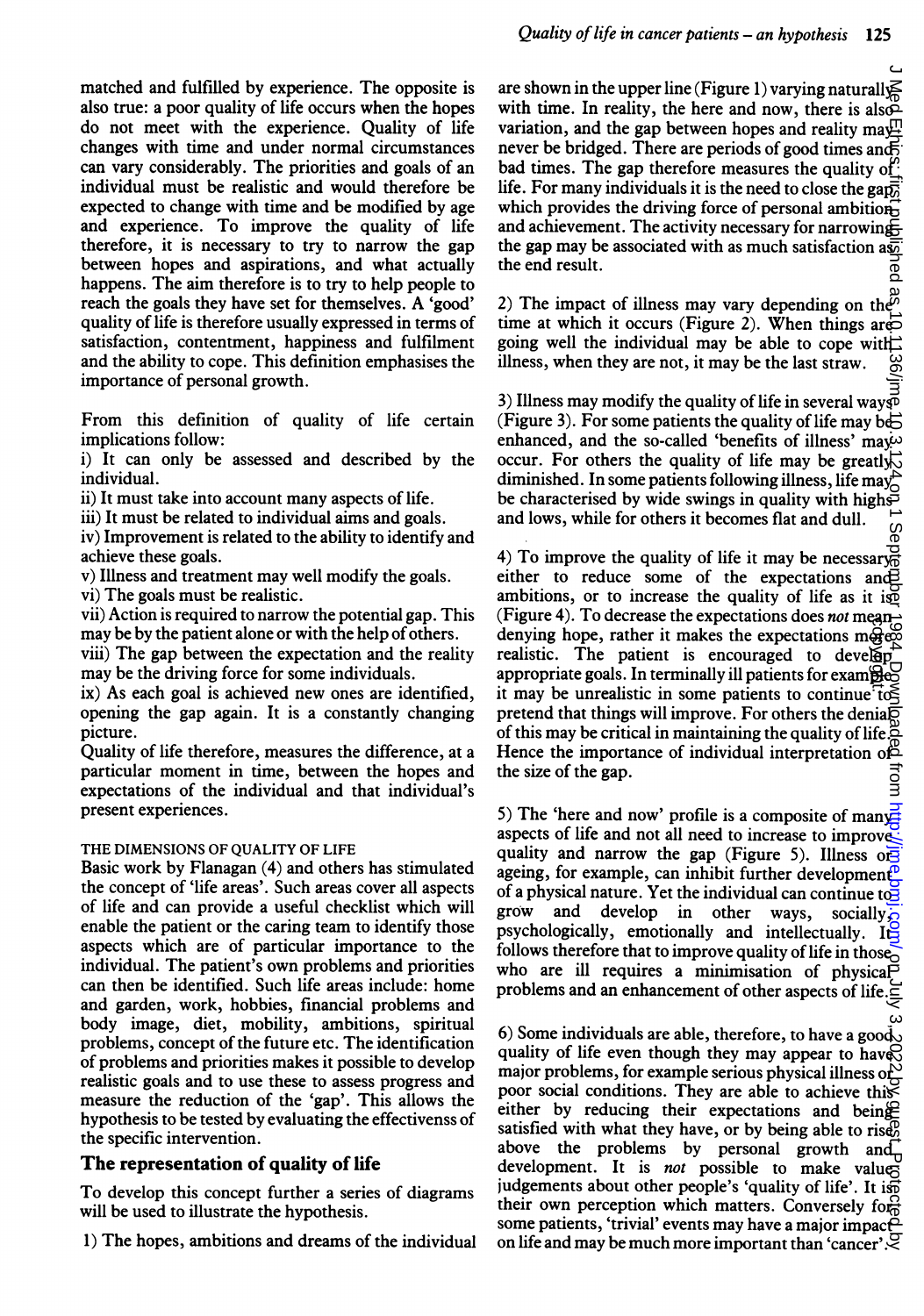matched and fulfilled by experience. The opposite is also true: a poor quality of life occurs when the hopes do not meet with the experience. Quality of life changes with time and under normal circumstances can vary considerably. The priorities and goals of an individual must be realistic and would therefore be expected to change with time and be modified by age and experience. To improve the quality of life therefore, it is necessary to try to narrow the gap between hopes and aspirations, and what actually happens. The aim therefore is to try to help people to reach the goals they have set for themselves. A 'good' quality of life is therefore usually expressed in terms of satisfaction, contentment, happiness and fulfilment and the ability to cope. This definition emphasises the importance of personal growth.

From this definition of quality of life certain implications follow:

i) It can only be assessed and described by the individual.
ii) It must take into account many aspects of life.
iii) It must be related to individual aims and goals.
iv) Improvement is related to the ability to identify and achieve these goals.
v) Illness and treatment may well modify the goals.
vi) The goals must be realistic.
vii) Action is required to narrow the potential gap. This may be by the patient alone or with the help of others.
viii) The gap between the expectation and the reality may be the driving force for some individuals.
ix) As each goal is achieved new ones are identified, opening the gap again. It is a constantly changing picture.

Quality of life therefore, measures the difference, at a particular moment in time, between the hopes and expectations of the individual and that individual's present experiences.

### THE DIMENSIONS OF QUALITY OF LIFE

Basic work by Flanagan (4) and others has stimulated the concept of 'life areas'. Such areas cover all aspects of life and can provide a useful checklist which will enable the patient or the caring team to identify those aspects which are of particular importance to the individual. The patient's own problems and priorities can then be identified. Such life areas include: home and garden, work, hobbies, financial problems and body image, diet, mobility, ambitions, spiritual problems, concept of the future etc. The identification of problems and priorities makes it possible to develop realistic goals and to use these to assess progress and measure the reduction of the 'gap'. This allows the hypothesis to be tested by evaluating the effectivenss of the specific intervention.

## The representation of quality of life

To develop this concept further a series of diagrams will be used to illustrate the hypothesis.

1) The hopes, ambitions and dreams of the individual are shown in the upper line (Figure 1) varying naturally with time. In reality, the here and now, there is also variation, and the gap between hopes and reality may never be bridged. There are periods of good times and bad times. The gap therefore measures the quality of life. For many individuals it is the need to close the gap which provides the driving force of personal ambition and achievement. The activity necessary for narrowing the gap may be associated with as much satisfaction as the end result.

2) The impact of illness may vary depending on the time at which it occurs (Figure 2). When things are going well the individual may be able to cope with illness, when they are not, it may be the last straw.

3) Illness may modify the quality of life in several ways (Figure 3). For some patients the quality of life may be enhanced, and the so-called 'benefits of illness' may occur. For others the quality of life may be greatly diminished. In some patients following illness, life may be characterised by wide swings in quality with highs and lows, while for others it becomes flat and dull.

4) To improve the quality of life it may be necessary either to reduce some of the expectations and ambitions, or to increase the quality of life as it is (Figure 4). To decrease the expectations does *not* mean denying hope, rather it makes the expectations more realistic. The patient is encouraged to develop appropriate goals. In terminally ill patients for example it may be unrealistic in some patients to continue to pretend that things will improve. For others the denial of this may be critical in maintaining the quality of life. Hence the importance of individual interpretation of the size of the gap.

5) The 'here and now' profile is a composite of many aspects of life and not all need to increase to improve quality and narrow the gap (Figure 5). Illness or ageing, for example, can inhibit further development of a physical nature. Yet the individual can continue to grow and develop in other ways, socially, psychologically, emotionally and intellectually. It follows therefore that to improve quality of life in those who are ill requires a minimisation of physical problems and an enhancement of other aspects of life.

6) Some individuals are able, therefore, to have a good quality of life even though they may appear to have major problems, for example serious physical illness or poor social conditions. They are able to achieve this either by reducing their expectations and being satisfied with what they have, or by being able to rise above the problems by personal growth and development. It is *not* possible to make value judgements about other people's 'quality of life'. It is their own perception which matters. Conversely for some patients, 'trivial' events may have a major impact on life and may be much more important than 'cancer'.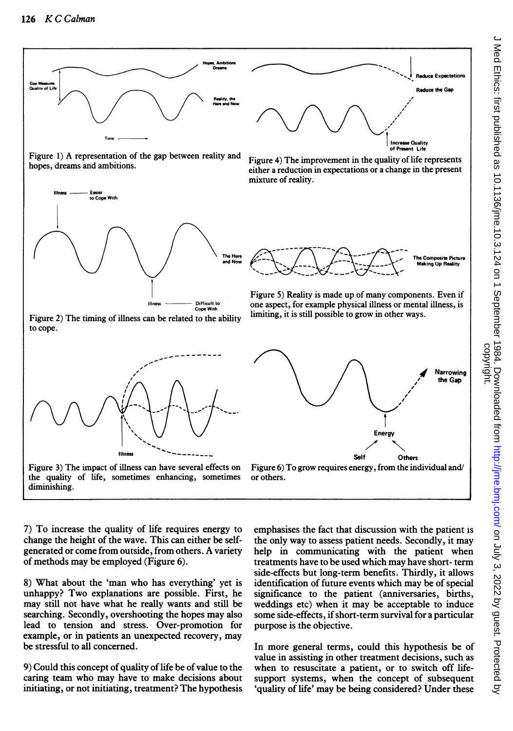Figure 1) A representation of the gap between reality and hopes, dreams and ambitions.

Figure 2) The timing of illness can be related to the ability to cope.

Figure 3) The impact of illness can have several effects on the quality of life, sometimes enhancing, sometimes diminishing.

Figure 4) The improvement in the quality of life represents either a reduction in expectations or a change in the present mixture of reality.

Figure 5) Reality is made up of many components. Even if one aspect, for example physical illness or mental illness, is limiting, it is still possible to grow in other ways.

Figure 6) To grow requires energy, from the individual and/or others.

7) To increase the quality of life requires energy to change the height of the wave. This can either be self-generated or come from outside, from others. A variety of methods may be employed (Figure 6).

8) What about the 'man who has everything' yet is unhappy? Two explanations are possible. First, he may still not have what he really wants and still be searching. Secondly, overshooting the hopes may also lead to tension and stress. Over-promotion for example, or in patients an unexpected recovery, may be stressful to all concerned.

9) Could this concept of quality of life be of value to the caring team who may have to make decisions about initiating, or not initiating, treatment? The hypothesis emphasises the fact that discussion with the patient is the only way to assess patient needs. Secondly, it may help in communicating with the patient when treatments have to be used which may have short- term side-effects but long-term benefits. Thirdly, it allows identification of future events which may be of special significance to the patient (anniversaries, births, weddings etc) when it may be acceptable to induce some side-effects, if short-term survival for a particular purpose is the objective.

In more general terms, could this hypothesis be of value in assisting in other treatment decisions, such as when to resuscitate a patient, or to switch off life-support systems, when the concept of subsequent 'quality of life' may be being considered? Under these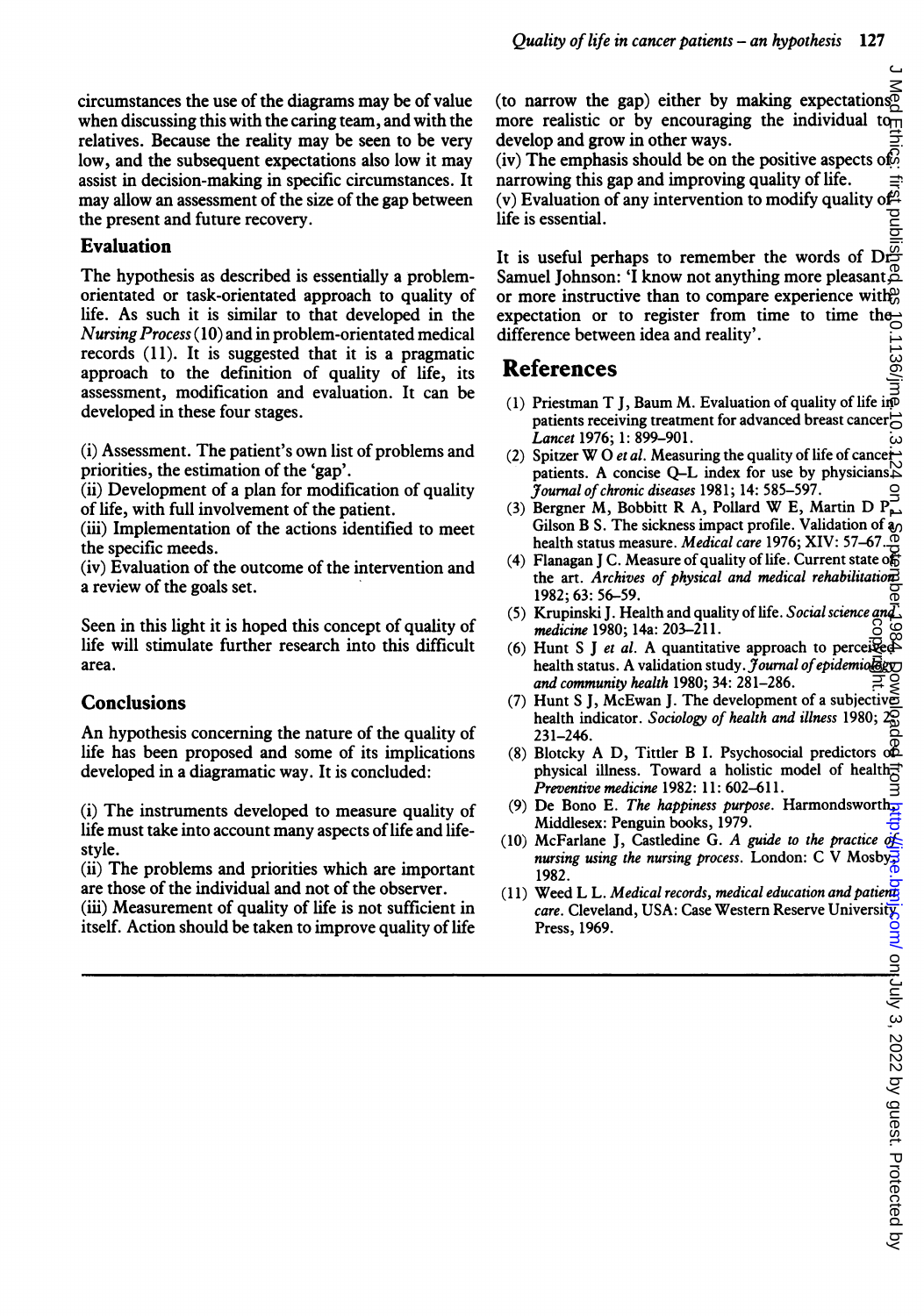circumstances the use of the diagrams may be of value when discussing this with the caring team, and with the relatives. Because the reality may be seen to be very low, and the subsequent expectations also low it may assist in decision-making in specific circumstances. It may allow an assessment of the size of the gap between the present and future recovery.

## Evaluation

The hypothesis as described is essentially a problem-orientated or task-orientated approach to quality of life. As such it is similar to that developed in the *Nursing Process* (10) and in problem-orientated medical records (11). It is suggested that it is a pragmatic approach to the definition of quality of life, its assessment, modification and evaluation. It can be developed in these four stages.

(i) Assessment. The patient's own list of problems and priorities, the estimation of the 'gap'.
(ii) Development of a plan for modification of quality of life, with full involvement of the patient.
(iii) Implementation of the actions identified to meet the specific meeds.
(iv) Evaluation of the outcome of the intervention and a review of the goals set.

Seen in this light it is hoped this concept of quality of life will stimulate further research into this difficult area.

## Conclusions

An hypothesis concerning the nature of the quality of life has been proposed and some of its implications developed in a diagramatic way. It is concluded:

(i) The instruments developed to measure quality of life must take into account many aspects of life and life-style.
(ii) The problems and priorities which are important are those of the individual and not of the observer.
(iii) Measurement of quality of life is not sufficient in itself. Action should be taken to improve quality of life (to narrow the gap) either by making expectations more realistic or by encouraging the individual to develop and grow in other ways.
(iv) The emphasis should be on the positive aspects of narrowing this gap and improving quality of life.
(v) Evaluation of any intervention to modify quality of life is essential.

It is useful perhaps to remember the words of Dr Samuel Johnson: 'I know not anything more pleasant or more instructive than to compare experience with expectation or to register from time to time the difference between idea and reality'.

## References

(1) Priestman T J, Baum M. Evaluation of quality of life in patients receiving treatment for advanced breast cancer. *Lancet* 1976; 1: 899–901.
(2) Spitzer W O *et al*. Measuring the quality of life of cancer patients. A concise Q–L index for use by physicians. *Journal of chronic diseases* 1981; 14: 585–597.
(3) Bergner M, Bobbitt R A, Pollard W E, Martin D P, Gilson B S. The sickness impact profile. Validation of a health status measure. *Medical care* 1976; XIV: 57–67.
(4) Flanagan J C. Measure of quality of life. Current state of the art. *Archives of physical and medical rehabilitation* 1982; 63: 56–59.
(5) Krupinski J. Health and quality of life. *Social science and medicine* 1980; 14a: 203–211.
(6) Hunt S J *et al*. A quantitative approach to perceived health status. A validation study. *Journal of epidemiology and community health* 1980; 34: 281–286.
(7) Hunt S J, McEwan J. The development of a subjective health indicator. *Sociology of health and illness* 1980; 2: 231–246.
(8) Blotcky A D, Tittler B I. Psychosocial predictors of physical illness. Toward a holistic model of health. *Preventive medicine* 1982: 11: 602–611.
(9) De Bono E. *The happiness purpose*. Harmondsworth, Middlesex: Penguin books, 1979.
(10) McFarlane J, Castledine G. *A guide to the practice of nursing using the nursing process*. London: C V Mosby, 1982.
(11) Weed L L. *Medical records, medical education and patient care*. Cleveland, USA: Case Western Reserve University Press, 1969.